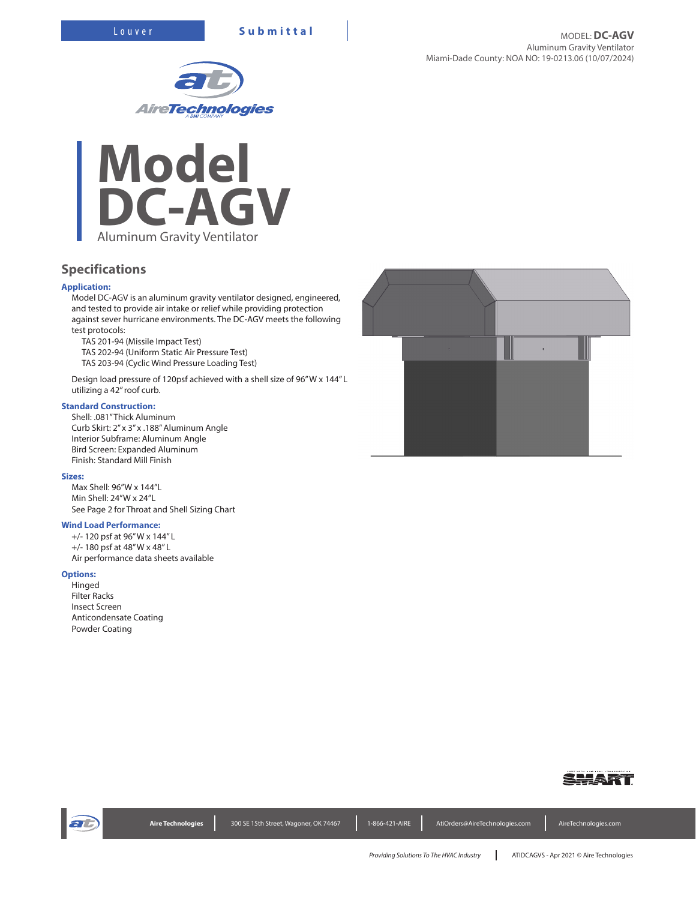Louver **Submittal**

MODEL: **DC-AGV**
Aluminum Gravity Ventilator
Miami-Dade County: NOA NO: 19-0213.06 (10/07/2024)

# Model DC-AGV

Aluminum Gravity Ventilator

## Specifications

### Application:

Model DC-AGV is an aluminum gravity ventilator designed, engineered, and tested to provide air intake or relief while providing protection against sever hurricane environments. The DC-AGV meets the following test protocols:

- TAS 201-94 (Missile Impact Test)
- TAS 202-94 (Uniform Static Air Pressure Test)
- TAS 203-94 (Cyclic Wind Pressure Loading Test)

Design load pressure of 120psf achieved with a shell size of 96" W x 144" L utilizing a 42" roof curb.

### Standard Construction:

Shell: .081" Thick Aluminum
Curb Skirt: 2" x 3" x .188" Aluminum Angle
Interior Subframe: Aluminum Angle
Bird Screen: Expanded Aluminum
Finish: Standard Mill Finish

### Sizes:

Max Shell: 96"W x 144"L
Min Shell: 24"W x 24"L
See Page 2 for Throat and Shell Sizing Chart

### Wind Load Performance:

+/- 120 psf at 96" W x 144" L
+/- 180 psf at 48" W x 48" L
Air performance data sheets available

### Options:

Hinged
Filter Racks
Insect Screen
Anticondensate Coating
Powder Coating

**Aire Technologies** | 300 SE 15th Street, Wagoner, OK 74467 | 1-866-421-AIRE | AtiOrders@AireTechnologies.com | AireTechnologies.com

*Providing Solutions To The HVAC Industry* | ATIDCAGVS - Apr 2021 © Aire Technologies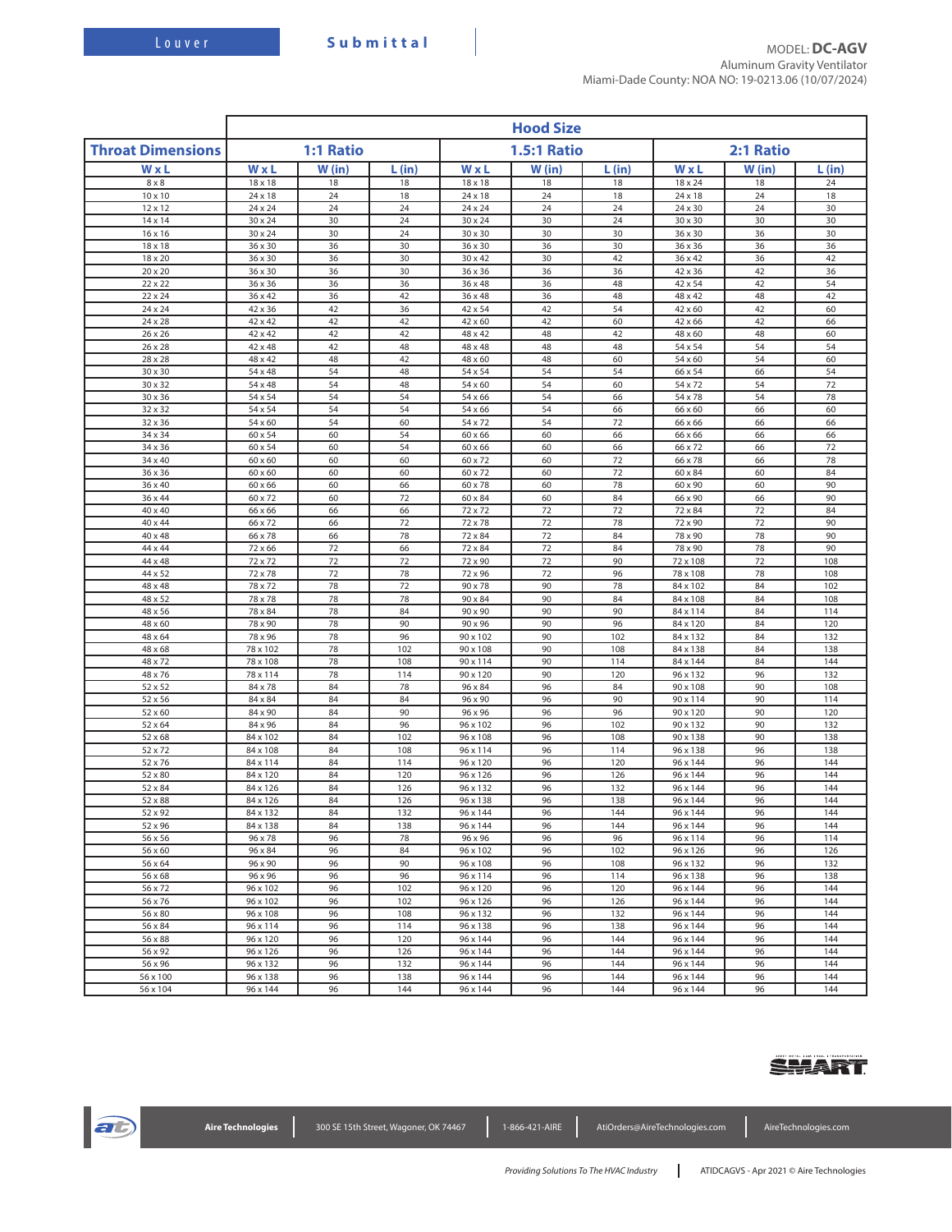Louver **Submittal**

MODEL: **DC-AGV**
Aluminum Gravity Ventilator
Miami-Dade County: NOA NO: 19-0213.06 (10/07/2024)

| Throat Dimensions | Hood Size | | | | | | | | |
|---|---|---|---|---|---|---|---|---|---|
| | 1:1 Ratio | | | 1.5:1 Ratio | | | 2:1 Ratio | | |
| W x L | W x L | W (in) | L (in) | W x L | W (in) | L (in) | W x L | W (in) | L (in) |
| 8 x 8 | 18 x 18 | 18 | 18 | 18 x 18 | 18 | 18 | 18 x 24 | 18 | 24 |
| 10 x 10 | 24 x 18 | 24 | 18 | 24 x 18 | 24 | 18 | 24 x 18 | 24 | 18 |
| 12 x 12 | 24 x 24 | 24 | 24 | 24 x 24 | 24 | 24 | 24 x 30 | 24 | 30 |
| 14 x 14 | 30 x 24 | 30 | 24 | 30 x 24 | 30 | 24 | 30 x 30 | 30 | 30 |
| 16 x 16 | 30 x 24 | 30 | 24 | 30 x 30 | 30 | 30 | 36 x 30 | 36 | 30 |
| 18 x 18 | 36 x 30 | 36 | 30 | 36 x 30 | 36 | 30 | 36 x 36 | 36 | 36 |
| 18 x 20 | 36 x 30 | 36 | 30 | 30 x 42 | 30 | 42 | 36 x 42 | 36 | 42 |
| 20 x 20 | 36 x 30 | 36 | 30 | 36 x 36 | 36 | 36 | 42 x 36 | 42 | 36 |
| 22 x 22 | 36 x 36 | 36 | 36 | 36 x 48 | 36 | 48 | 42 x 54 | 42 | 54 |
| 22 x 24 | 36 x 42 | 36 | 42 | 36 x 48 | 36 | 48 | 48 x 42 | 48 | 42 |
| 24 x 24 | 42 x 36 | 42 | 36 | 42 x 54 | 42 | 54 | 42 x 60 | 42 | 60 |
| 24 x 28 | 42 x 42 | 42 | 42 | 42 x 60 | 42 | 60 | 42 x 66 | 42 | 66 |
| 26 x 26 | 42 x 42 | 42 | 42 | 48 x 42 | 48 | 42 | 48 x 60 | 48 | 60 |
| 26 x 28 | 42 x 48 | 42 | 48 | 48 x 48 | 48 | 48 | 54 x 54 | 54 | 54 |
| 28 x 28 | 48 x 42 | 48 | 42 | 48 x 60 | 48 | 60 | 54 x 60 | 54 | 60 |
| 30 x 30 | 54 x 48 | 54 | 48 | 54 x 54 | 54 | 54 | 66 x 54 | 66 | 54 |
| 30 x 32 | 54 x 48 | 54 | 48 | 54 x 60 | 54 | 60 | 54 x 72 | 54 | 72 |
| 30 x 36 | 54 x 54 | 54 | 54 | 54 x 66 | 54 | 66 | 54 x 78 | 54 | 78 |
| 32 x 32 | 54 x 54 | 54 | 54 | 54 x 66 | 54 | 66 | 66 x 60 | 66 | 60 |
| 32 x 36 | 54 x 60 | 54 | 60 | 54 x 72 | 54 | 72 | 66 x 66 | 66 | 66 |
| 34 x 34 | 60 x 54 | 60 | 54 | 60 x 66 | 60 | 66 | 66 x 66 | 66 | 66 |
| 34 x 36 | 60 x 54 | 60 | 54 | 60 x 66 | 60 | 66 | 66 x 72 | 66 | 72 |
| 34 x 40 | 60 x 60 | 60 | 60 | 60 x 72 | 60 | 72 | 66 x 78 | 66 | 78 |
| 36 x 36 | 60 x 60 | 60 | 60 | 60 x 72 | 60 | 72 | 60 x 84 | 60 | 84 |
| 36 x 40 | 60 x 66 | 60 | 66 | 60 x 78 | 60 | 78 | 60 x 90 | 60 | 90 |
| 36 x 44 | 60 x 72 | 60 | 72 | 60 x 84 | 60 | 84 | 66 x 90 | 66 | 90 |
| 40 x 40 | 66 x 66 | 66 | 66 | 72 x 72 | 72 | 72 | 72 x 84 | 72 | 84 |
| 40 x 44 | 66 x 72 | 66 | 72 | 72 x 78 | 72 | 78 | 72 x 90 | 72 | 90 |
| 40 x 48 | 66 x 78 | 66 | 78 | 72 x 84 | 72 | 84 | 78 x 90 | 78 | 90 |
| 44 x 44 | 72 x 66 | 72 | 66 | 72 x 84 | 72 | 84 | 78 x 90 | 78 | 90 |
| 44 x 48 | 72 x 72 | 72 | 72 | 72 x 90 | 72 | 90 | 72 x 108 | 72 | 108 |
| 44 x 52 | 72 x 78 | 72 | 78 | 72 x 96 | 72 | 96 | 78 x 108 | 78 | 108 |
| 48 x 48 | 78 x 72 | 78 | 72 | 90 x 78 | 90 | 78 | 84 x 102 | 84 | 102 |
| 48 x 52 | 78 x 78 | 78 | 78 | 90 x 84 | 90 | 84 | 84 x 108 | 84 | 108 |
| 48 x 56 | 78 x 84 | 78 | 84 | 90 x 90 | 90 | 90 | 84 x 114 | 84 | 114 |
| 48 x 60 | 78 x 90 | 78 | 90 | 90 x 96 | 90 | 96 | 84 x 120 | 84 | 120 |
| 48 x 64 | 78 x 96 | 78 | 96 | 90 x 102 | 90 | 102 | 84 x 132 | 84 | 132 |
| 48 x 68 | 78 x 102 | 78 | 102 | 90 x 108 | 90 | 108 | 84 x 138 | 84 | 138 |
| 48 x 72 | 78 x 108 | 78 | 108 | 90 x 114 | 90 | 114 | 84 x 144 | 84 | 144 |
| 48 x 76 | 78 x 114 | 78 | 114 | 90 x 120 | 90 | 120 | 96 x 132 | 96 | 132 |
| 52 x 52 | 84 x 78 | 84 | 78 | 96 x 84 | 96 | 84 | 90 x 108 | 90 | 108 |
| 52 x 56 | 84 x 84 | 84 | 84 | 96 x 90 | 96 | 90 | 90 x 114 | 90 | 114 |
| 52 x 60 | 84 x 90 | 84 | 90 | 96 x 96 | 96 | 96 | 90 x 120 | 90 | 120 |
| 52 x 64 | 84 x 96 | 84 | 96 | 96 x 102 | 96 | 102 | 90 x 132 | 90 | 132 |
| 52 x 68 | 84 x 102 | 84 | 102 | 96 x 108 | 96 | 108 | 90 x 138 | 90 | 138 |
| 52 x 72 | 84 x 108 | 84 | 108 | 96 x 114 | 96 | 114 | 96 x 138 | 96 | 138 |
| 52 x 76 | 84 x 114 | 84 | 114 | 96 x 120 | 96 | 120 | 96 x 144 | 96 | 144 |
| 52 x 80 | 84 x 120 | 84 | 120 | 96 x 126 | 96 | 126 | 96 x 144 | 96 | 144 |
| 52 x 84 | 84 x 126 | 84 | 126 | 96 x 132 | 96 | 132 | 96 x 144 | 96 | 144 |
| 52 x 88 | 84 x 126 | 84 | 126 | 96 x 138 | 96 | 138 | 96 x 144 | 96 | 144 |
| 52 x 92 | 84 x 132 | 84 | 132 | 96 x 144 | 96 | 144 | 96 x 144 | 96 | 144 |
| 52 x 96 | 84 x 138 | 84 | 138 | 96 x 144 | 96 | 144 | 96 x 144 | 96 | 144 |
| 56 x 56 | 96 x 78 | 96 | 78 | 96 x 96 | 96 | 96 | 96 x 114 | 96 | 114 |
| 56 x 60 | 96 x 84 | 96 | 84 | 96 x 102 | 96 | 102 | 96 x 126 | 96 | 126 |
| 56 x 64 | 96 x 90 | 96 | 90 | 96 x 108 | 96 | 108 | 96 x 132 | 96 | 132 |
| 56 x 68 | 96 x 96 | 96 | 96 | 96 x 114 | 96 | 114 | 96 x 138 | 96 | 138 |
| 56 x 72 | 96 x 102 | 96 | 102 | 96 x 120 | 96 | 120 | 96 x 144 | 96 | 144 |
| 56 x 76 | 96 x 102 | 96 | 102 | 96 x 126 | 96 | 126 | 96 x 144 | 96 | 144 |
| 56 x 80 | 96 x 108 | 96 | 108 | 96 x 132 | 96 | 132 | 96 x 144 | 96 | 144 |
| 56 x 84 | 96 x 114 | 96 | 114 | 96 x 138 | 96 | 138 | 96 x 144 | 96 | 144 |
| 56 x 88 | 96 x 120 | 96 | 120 | 96 x 144 | 96 | 144 | 96 x 144 | 96 | 144 |
| 56 x 92 | 96 x 126 | 96 | 126 | 96 x 144 | 96 | 144 | 96 x 144 | 96 | 144 |
| 56 x 96 | 96 x 132 | 96 | 132 | 96 x 144 | 96 | 144 | 96 x 144 | 96 | 144 |
| 56 x 100 | 96 x 138 | 96 | 138 | 96 x 144 | 96 | 144 | 96 x 144 | 96 | 144 |
| 56 x 104 | 96 x 144 | 96 | 144 | 96 x 144 | 96 | 144 | 96 x 144 | 96 | 144 |

**Aire Technologies** | 300 SE 15th Street, Wagoner, OK 74467 | 1-866-421-AIRE | AtiOrders@AireTechnologies.com | AireTechnologies.com

*Providing Solutions To The HVAC Industry* | ATIDCAGVS - Apr 2021 © Aire Technologies